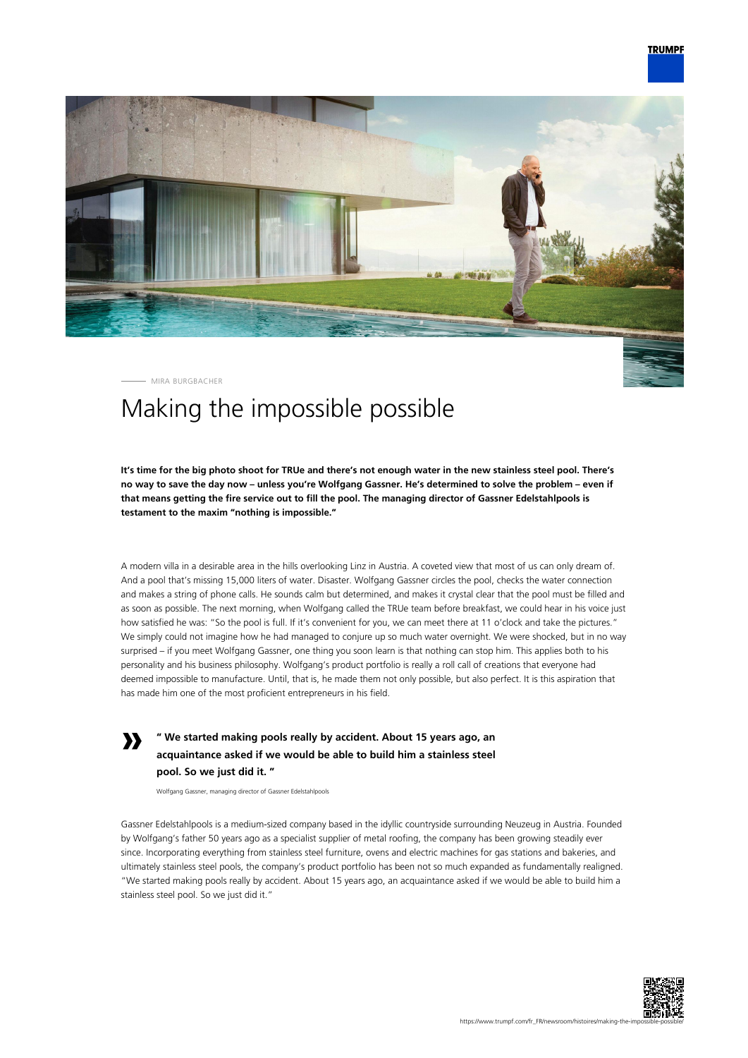MIRA BURGBACHER

# Making the impossible possible

**It's time for the big photo shoot for TRUe and there's not enough water in the new stainless steel pool. There's no way to save the day now – unless you're Wolfgang Gassner. He's determined to solve the problem – even if that means getting the fire service out to fill the pool. The managing director of Gassner Edelstahlpools is testament to the maxim "nothing is impossible."**

A modern villa in a desirable area in the hills overlooking Linz in Austria. A coveted view that most of us can only dream of. And a pool that's missing 15,000 liters of water. Disaster. Wolfgang Gassner circles the pool, checks the water connection and makes a string of phone calls. He sounds calm but determined, and makes it crystal clear that the pool must be filled and as soon as possible. The next morning, when Wolfgang called the TRUe team before breakfast, we could hear in his voice just how satisfied he was: "So the pool is full. If it's convenient for you, we can meet there at 11 o'clock and take the pictures." We simply could not imagine how he had managed to conjure up so much water overnight. We were shocked, but in no way surprised – if you meet Wolfgang Gassner, one thing you soon learn is that nothing can stop him. This applies both to his personality and his business philosophy. Wolfgang's product portfolio is really a roll call of creations that everyone had deemed impossible to manufacture. Until, that is, he made them not only possible, but also perfect. It is this aspiration that has made him one of the most proficient entrepreneurs in his field.

> **" We started making pools really by accident. About 15 years ago, an acquaintance asked if we would be able to build him a stainless steel pool. So we just did it. "**
>
> Wolfgang Gassner, managing director of Gassner Edelstahlpools

Gassner Edelstahlpools is a medium-sized company based in the idyllic countryside surrounding Neuzeug in Austria. Founded by Wolfgang's father 50 years ago as a specialist supplier of metal roofing, the company has been growing steadily ever since. Incorporating everything from stainless steel furniture, ovens and electric machines for gas stations and bakeries, and ultimately stainless steel pools, the company's product portfolio has been not so much expanded as fundamentally realigned. "We started making pools really by accident. About 15 years ago, an acquaintance asked if we would be able to build him a stainless steel pool. So we just did it."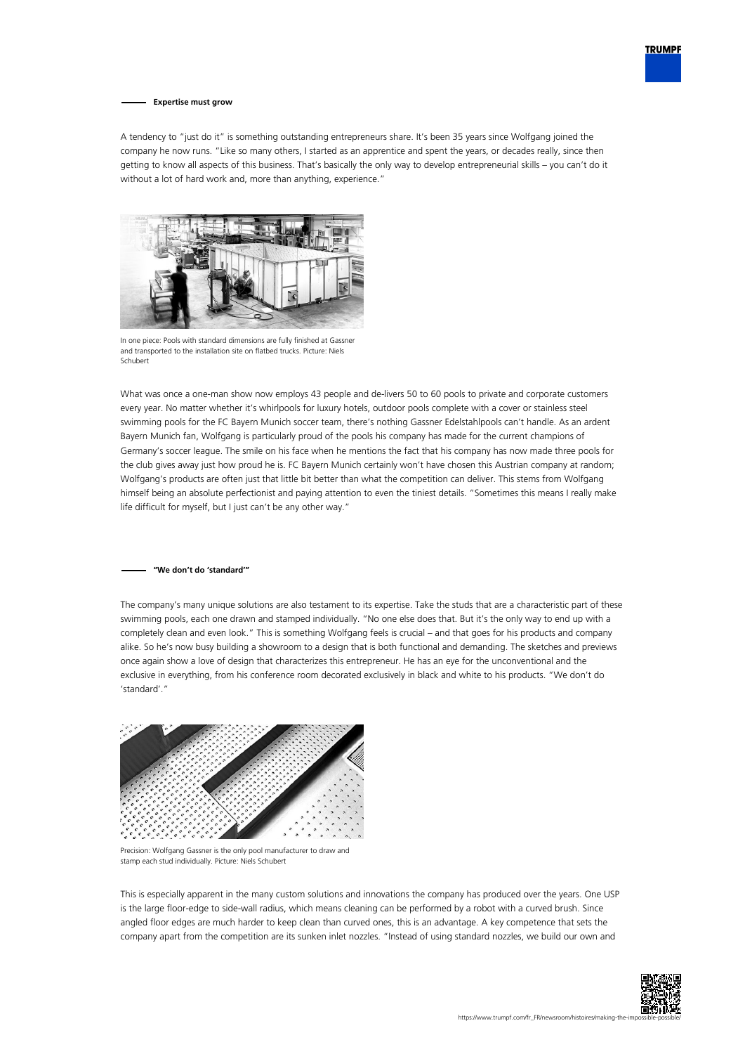## Expertise must grow

A tendency to "just do it" is something outstanding entrepreneurs share. It's been 35 years since Wolfgang joined the company he now runs. "Like so many others, I started as an apprentice and spent the years, or decades really, since then getting to know all aspects of this business. That's basically the only way to develop entrepreneurial skills – you can't do it without a lot of hard work and, more than anything, experience."

In one piece: Pools with standard dimensions are fully finished at Gassner and transported to the installation site on flatbed trucks. Picture: Niels Schubert

What was once a one-man show now employs 43 people and de-livers 50 to 60 pools to private and corporate customers every year. No matter whether it's whirlpools for luxury hotels, outdoor pools complete with a cover or stainless steel swimming pools for the FC Bayern Munich soccer team, there's nothing Gassner Edelstahlpools can't handle. As an ardent Bayern Munich fan, Wolfgang is particularly proud of the pools his company has made for the current champions of Germany's soccer league. The smile on his face when he mentions the fact that his company has now made three pools for the club gives away just how proud he is. FC Bayern Munich certainly won't have chosen this Austrian company at random; Wolfgang's products are often just that little bit better than what the competition can deliver. This stems from Wolfgang himself being an absolute perfectionist and paying attention to even the tiniest details. "Sometimes this means I really make life difficult for myself, but I just can't be any other way."

## "We don't do 'standard'"

The company's many unique solutions are also testament to its expertise. Take the studs that are a characteristic part of these swimming pools, each one drawn and stamped individually. "No one else does that. But it's the only way to end up with a completely clean and even look." This is something Wolfgang feels is crucial – and that goes for his products and company alike. So he's now busy building a showroom to a design that is both functional and demanding. The sketches and previews once again show a love of design that characterizes this entrepreneur. He has an eye for the unconventional and the exclusive in everything, from his conference room decorated exclusively in black and white to his products. "We don't do 'standard'."

Precision: Wolfgang Gassner is the only pool manufacturer to draw and stamp each stud individually. Picture: Niels Schubert

This is especially apparent in the many custom solutions and innovations the company has produced over the years. One USP is the large floor-edge to side-wall radius, which means cleaning can be performed by a robot with a curved brush. Since angled floor edges are much harder to keep clean than curved ones, this is an advantage. A key competence that sets the company apart from the competition are its sunken inlet nozzles. "Instead of using standard nozzles, we build our own and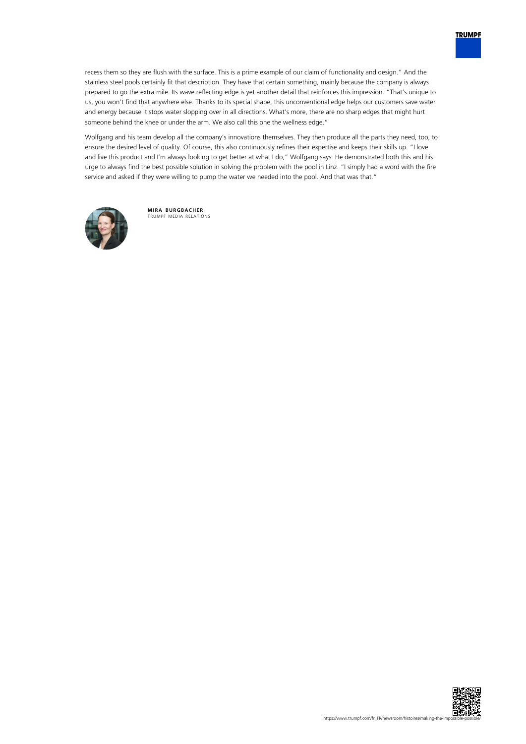recess them so they are flush with the surface. This is a prime example of our claim of functionality and design." And the stainless steel pools certainly fit that description. They have that certain something, mainly because the company is always prepared to go the extra mile. Its wave reflecting edge is yet another detail that reinforces this impression. "That's unique to us, you won't find that anywhere else. Thanks to its special shape, this unconventional edge helps our customers save water and energy because it stops water slopping over in all directions. What's more, there are no sharp edges that might hurt someone behind the knee or under the arm. We also call this one the wellness edge."

Wolfgang and his team develop all the company's innovations themselves. They then produce all the parts they need, too, to ensure the desired level of quality. Of course, this also continuously refines their expertise and keeps their skills up. "I love and live this product and I'm always looking to get better at what I do," Wolfgang says. He demonstrated both this and his urge to always find the best possible solution in solving the problem with the pool in Linz. "I simply had a word with the fire service and asked if they were willing to pump the water we needed into the pool. And that was that."

**MIRA BURGBACHER**
TRUMPF MEDIA RELATIONS